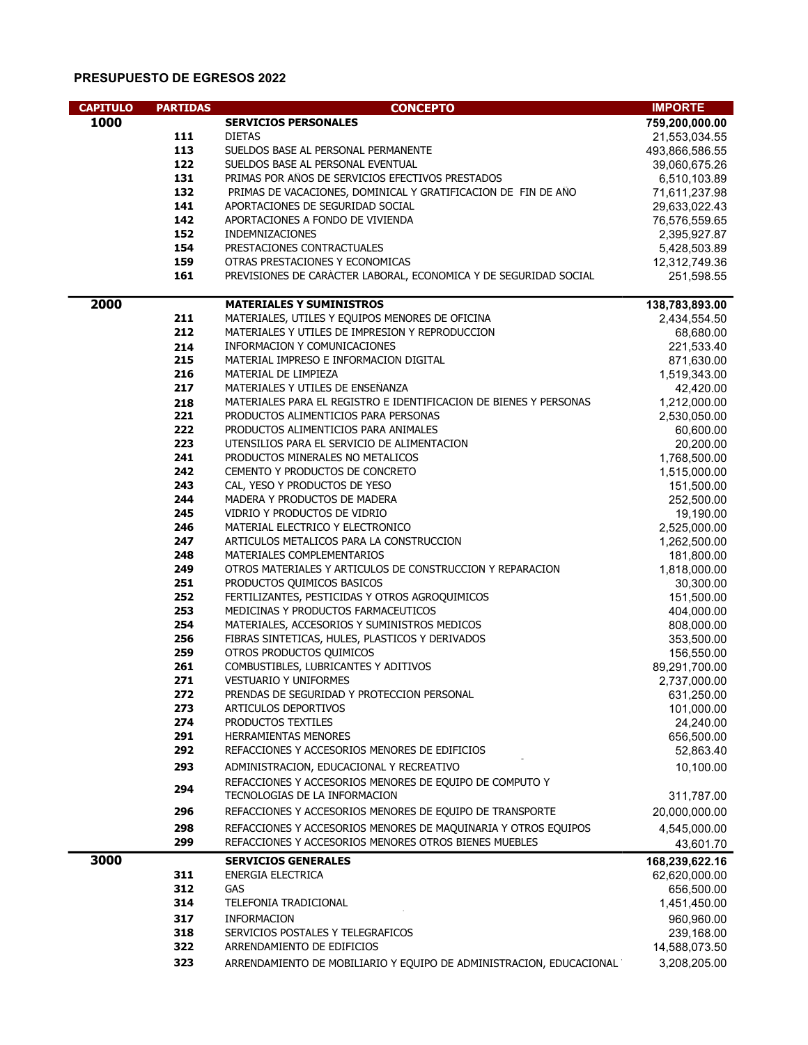## PRESUPUESTO DE EGRESOS 2022

| CAPITULO | PARTIDAS | CONCEPTO | IMPORTE |
|---|---|---|---|
| **1000** | | **SERVICIOS PERSONALES** | **759,200,000.00** |
| | 111 | DIETAS | 21,553,034.55 |
| | 113 | SUELDOS BASE AL PERSONAL PERMANENTE | 493,866,586.55 |
| | 122 | SUELDOS BASE AL PERSONAL EVENTUAL | 39,060,675.26 |
| | 131 | PRIMAS POR AÑOS DE SERVICIOS EFECTIVOS PRESTADOS | 6,510,103.89 |
| | 132 | PRIMAS DE VACACIONES, DOMINICAL Y GRATIFICACION DE FIN DE AÑO | 71,611,237.98 |
| | 141 | APORTACIONES DE SEGURIDAD SOCIAL | 29,633,022.43 |
| | 142 | APORTACIONES A FONDO DE VIVIENDA | 76,576,559.65 |
| | 152 | INDEMNIZACIONES | 2,395,927.87 |
| | 154 | PRESTACIONES CONTRACTUALES | 5,428,503.89 |
| | 159 | OTRAS PRESTACIONES Y ECONOMICAS | 12,312,749.36 |
| | 161 | PREVISIONES DE CARÁCTER LABORAL, ECONOMICA Y DE SEGURIDAD SOCIAL | 251,598.55 |
| **2000** | | **MATERIALES Y SUMINISTROS** | **138,783,893.00** |
| | 211 | MATERIALES, UTILES Y EQUIPOS MENORES DE OFICINA | 2,434,554.50 |
| | 212 | MATERIALES Y UTILES DE IMPRESION Y REPRODUCCION | 68,680.00 |
| | 214 | INFORMACION Y COMUNICACIONES | 221,533.40 |
| | 215 | MATERIAL IMPRESO E INFORMACION DIGITAL | 871,630.00 |
| | 216 | MATERIAL DE LIMPIEZA | 1,519,343.00 |
| | 217 | MATERIALES Y UTILES DE ENSEÑANZA | 42,420.00 |
| | 218 | MATERIALES PARA EL REGISTRO E IDENTIFICACION DE BIENES Y PERSONAS | 1,212,000.00 |
| | 221 | PRODUCTOS ALIMENTICIOS PARA PERSONAS | 2,530,050.00 |
| | 222 | PRODUCTOS ALIMENTICIOS PARA ANIMALES | 60,600.00 |
| | 223 | UTENSILIOS PARA EL SERVICIO DE ALIMENTACION | 20,200.00 |
| | 241 | PRODUCTOS MINERALES NO METALICOS | 1,768,500.00 |
| | 242 | CEMENTO Y PRODUCTOS DE CONCRETO | 1,515,000.00 |
| | 243 | CAL, YESO Y PRODUCTOS DE YESO | 151,500.00 |
| | 244 | MADERA Y PRODUCTOS DE MADERA | 252,500.00 |
| | 245 | VIDRIO Y PRODUCTOS DE VIDRIO | 19,190.00 |
| | 246 | MATERIAL ELECTRICO Y ELECTRONICO | 2,525,000.00 |
| | 247 | ARTICULOS METALICOS PARA LA CONSTRUCCION | 1,262,500.00 |
| | 248 | MATERIALES COMPLEMENTARIOS | 181,800.00 |
| | 249 | OTROS MATERIALES Y ARTICULOS DE CONSTRUCCION Y REPARACION | 1,818,000.00 |
| | 251 | PRODUCTOS QUIMICOS BASICOS | 30,300.00 |
| | 252 | FERTILIZANTES, PESTICIDAS Y OTROS AGROQUIMICOS | 151,500.00 |
| | 253 | MEDICINAS Y PRODUCTOS FARMACEUTICOS | 404,000.00 |
| | 254 | MATERIALES, ACCESORIOS Y SUMINISTROS MEDICOS | 808,000.00 |
| | 256 | FIBRAS SINTETICAS, HULES, PLASTICOS Y DERIVADOS | 353,500.00 |
| | 259 | OTROS PRODUCTOS QUIMICOS | 156,550.00 |
| | 261 | COMBUSTIBLES, LUBRICANTES Y ADITIVOS | 89,291,700.00 |
| | 271 | VESTUARIO Y UNIFORMES | 2,737,000.00 |
| | 272 | PRENDAS DE SEGURIDAD Y PROTECCION PERSONAL | 631,250.00 |
| | 273 | ARTICULOS DEPORTIVOS | 101,000.00 |
| | 274 | PRODUCTOS TEXTILES | 24,240.00 |
| | 291 | HERRAMIENTAS MENORES | 656,500.00 |
| | 292 | REFACCIONES Y ACCESORIOS MENORES DE EDIFICIOS | 52,863.40 |
| | 293 | ADMINISTRACION, EDUCACIONAL Y RECREATIVO | 10,100.00 |
| | 294 | REFACCIONES Y ACCESORIOS MENORES DE EQUIPO DE COMPUTO Y TECNOLOGIAS DE LA INFORMACION | 311,787.00 |
| | 296 | REFACCIONES Y ACCESORIOS MENORES DE EQUIPO DE TRANSPORTE | 20,000,000.00 |
| | 298 | REFACCIONES Y ACCESORIOS MENORES DE MAQUINARIA Y OTROS EQUIPOS | 4,545,000.00 |
| | 299 | REFACCIONES Y ACCESORIOS MENORES OTROS BIENES MUEBLES | 43,601.70 |
| **3000** | | **SERVICIOS GENERALES** | **168,239,622.16** |
| | 311 | ENERGIA ELECTRICA | 62,620,000.00 |
| | 312 | GAS | 656,500.00 |
| | 314 | TELEFONIA TRADICIONAL | 1,451,450.00 |
| | 317 | INFORMACION | 960,960.00 |
| | 318 | SERVICIOS POSTALES Y TELEGRAFICOS | 239,168.00 |
| | 322 | ARRENDAMIENTO DE EDIFICIOS | 14,588,073.50 |
| | 323 | ARRENDAMIENTO DE MOBILIARIO Y EQUIPO DE ADMINISTRACION, EDUCACIONAL | 3,208,205.00 |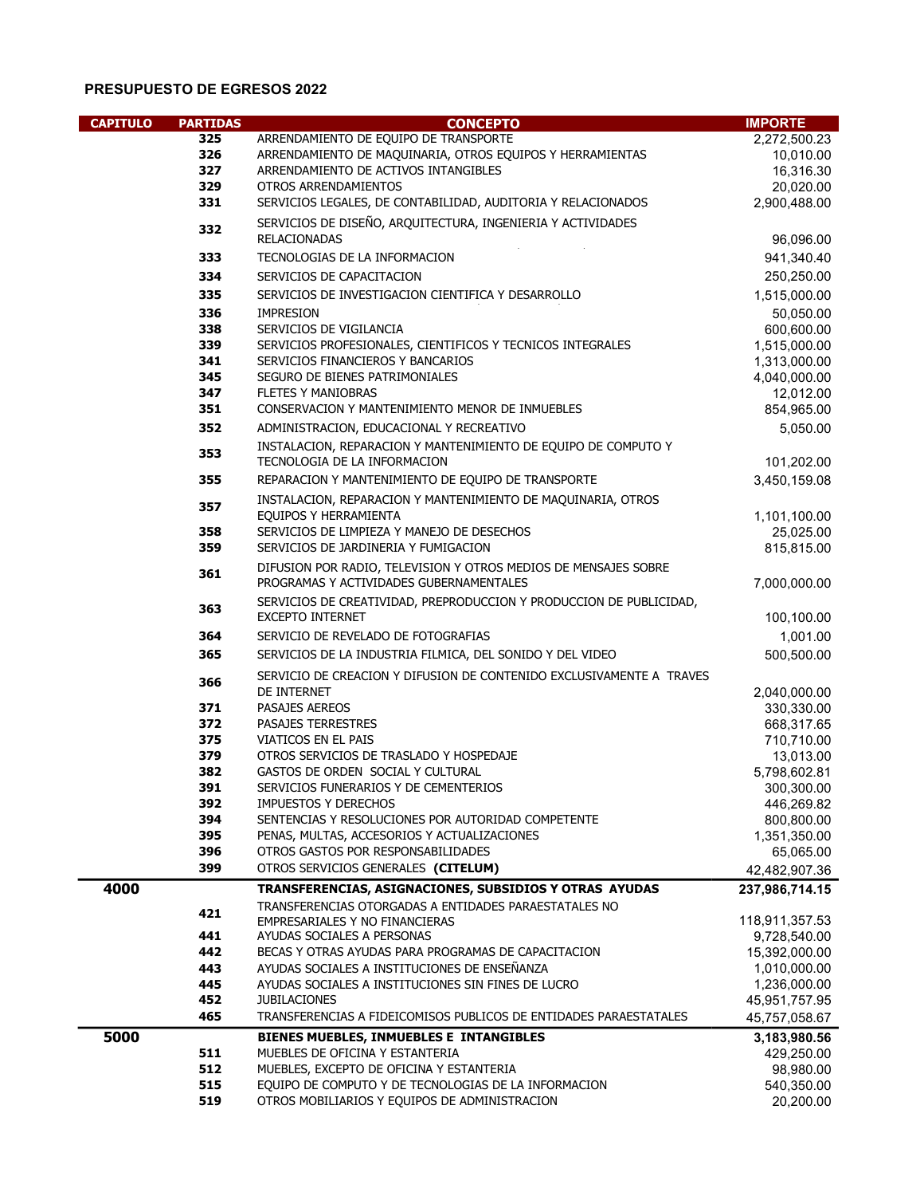## PRESUPUESTO DE EGRESOS 2022

| CAPITULO | PARTIDAS | CONCEPTO | IMPORTE |
|---|---|---|---|
| | 325 | ARRENDAMIENTO DE EQUIPO DE TRANSPORTE | 2,272,500.23 |
| | 326 | ARRENDAMIENTO DE MAQUINARIA, OTROS EQUIPOS Y HERRAMIENTAS | 10,010.00 |
| | 327 | ARRENDAMIENTO DE ACTIVOS INTANGIBLES | 16,316.30 |
| | 329 | OTROS ARRENDAMIENTOS | 20,020.00 |
| | 331 | SERVICIOS LEGALES, DE CONTABILIDAD, AUDITORIA Y RELACIONADOS | 2,900,488.00 |
| | 332 | SERVICIOS DE DISEÑO, ARQUITECTURA, INGENIERIA Y ACTIVIDADES RELACIONADAS | 96,096.00 |
| | 333 | TECNOLOGIAS DE LA INFORMACION | 941,340.40 |
| | 334 | SERVICIOS DE CAPACITACION | 250,250.00 |
| | 335 | SERVICIOS DE INVESTIGACION CIENTIFICA Y DESARROLLO | 1,515,000.00 |
| | 336 | IMPRESION | 50,050.00 |
| | 338 | SERVICIOS DE VIGILANCIA | 600,600.00 |
| | 339 | SERVICIOS PROFESIONALES, CIENTIFICOS Y TECNICOS INTEGRALES | 1,515,000.00 |
| | 341 | SERVICIOS FINANCIEROS Y BANCARIOS | 1,313,000.00 |
| | 345 | SEGURO DE BIENES PATRIMONIALES | 4,040,000.00 |
| | 347 | FLETES Y MANIOBRAS | 12,012.00 |
| | 351 | CONSERVACION Y MANTENIMIENTO MENOR DE INMUEBLES | 854,965.00 |
| | 352 | ADMINISTRACION, EDUCACIONAL Y RECREATIVO | 5,050.00 |
| | 353 | INSTALACION, REPARACION Y MANTENIMIENTO DE EQUIPO DE COMPUTO Y TECNOLOGIA DE LA INFORMACION | 101,202.00 |
| | 355 | REPARACION Y MANTENIMIENTO DE EQUIPO DE TRANSPORTE | 3,450,159.08 |
| | 357 | INSTALACION, REPARACION Y MANTENIMIENTO DE MAQUINARIA, OTROS EQUIPOS Y HERRAMIENTA | 1,101,100.00 |
| | 358 | SERVICIOS DE LIMPIEZA Y MANEJO DE DESECHOS | 25,025.00 |
| | 359 | SERVICIOS DE JARDINERIA Y FUMIGACION | 815,815.00 |
| | 361 | DIFUSION POR RADIO, TELEVISION Y OTROS MEDIOS DE MENSAJES SOBRE PROGRAMAS Y ACTIVIDADES GUBERNAMENTALES | 7,000,000.00 |
| | 363 | SERVICIOS DE CREATIVIDAD, PREPRODUCCION Y PRODUCCION DE PUBLICIDAD, EXCEPTO INTERNET | 100,100.00 |
| | 364 | SERVICIO DE REVELADO DE FOTOGRAFIAS | 1,001.00 |
| | 365 | SERVICIOS DE LA INDUSTRIA FILMICA, DEL SONIDO Y DEL VIDEO | 500,500.00 |
| | 366 | SERVICIO DE CREACION Y DIFUSION DE CONTENIDO EXCLUSIVAMENTE A TRAVES DE INTERNET | 2,040,000.00 |
| | 371 | PASAJES AEREOS | 330,330.00 |
| | 372 | PASAJES TERRESTRES | 668,317.65 |
| | 375 | VIATICOS EN EL PAIS | 710,710.00 |
| | 379 | OTROS SERVICIOS DE TRASLADO Y HOSPEDAJE | 13,013.00 |
| | 382 | GASTOS DE ORDEN SOCIAL Y CULTURAL | 5,798,602.81 |
| | 391 | SERVICIOS FUNERARIOS Y DE CEMENTERIOS | 300,300.00 |
| | 392 | IMPUESTOS Y DERECHOS | 446,269.82 |
| | 394 | SENTENCIAS Y RESOLUCIONES POR AUTORIDAD COMPETENTE | 800,800.00 |
| | 395 | PENAS, MULTAS, ACCESORIOS Y ACTUALIZACIONES | 1,351,350.00 |
| | 396 | OTROS GASTOS POR RESPONSABILIDADES | 65,065.00 |
| | 399 | OTROS SERVICIOS GENERALES **(CITELUM)** | 42,482,907.36 |
| **4000** | | **TRANSFERENCIAS, ASIGNACIONES, SUBSIDIOS Y OTRAS AYUDAS** | **237,986,714.15** |
| | 421 | TRANSFERENCIAS OTORGADAS A ENTIDADES PARAESTATALES NO EMPRESARIALES Y NO FINANCIERAS | 118,911,357.53 |
| | 441 | AYUDAS SOCIALES A PERSONAS | 9,728,540.00 |
| | 442 | BECAS Y OTRAS AYUDAS PARA PROGRAMAS DE CAPACITACION | 15,392,000.00 |
| | 443 | AYUDAS SOCIALES A INSTITUCIONES DE ENSEÑANZA | 1,010,000.00 |
| | 445 | AYUDAS SOCIALES A INSTITUCIONES SIN FINES DE LUCRO | 1,236,000.00 |
| | 452 | JUBILACIONES | 45,951,757.95 |
| | 465 | TRANSFERENCIAS A FIDEICOMISOS PUBLICOS DE ENTIDADES PARAESTATALES | 45,757,058.67 |
| **5000** | | **BIENES MUEBLES, INMUEBLES E INTANGIBLES** | **3,183,980.56** |
| | 511 | MUEBLES DE OFICINA Y ESTANTERIA | 429,250.00 |
| | 512 | MUEBLES, EXCEPTO DE OFICINA Y ESTANTERIA | 98,980.00 |
| | 515 | EQUIPO DE COMPUTO Y DE TECNOLOGIAS DE LA INFORMACION | 540,350.00 |
| | 519 | OTROS MOBILIARIOS Y EQUIPOS DE ADMINISTRACION | 20,200.00 |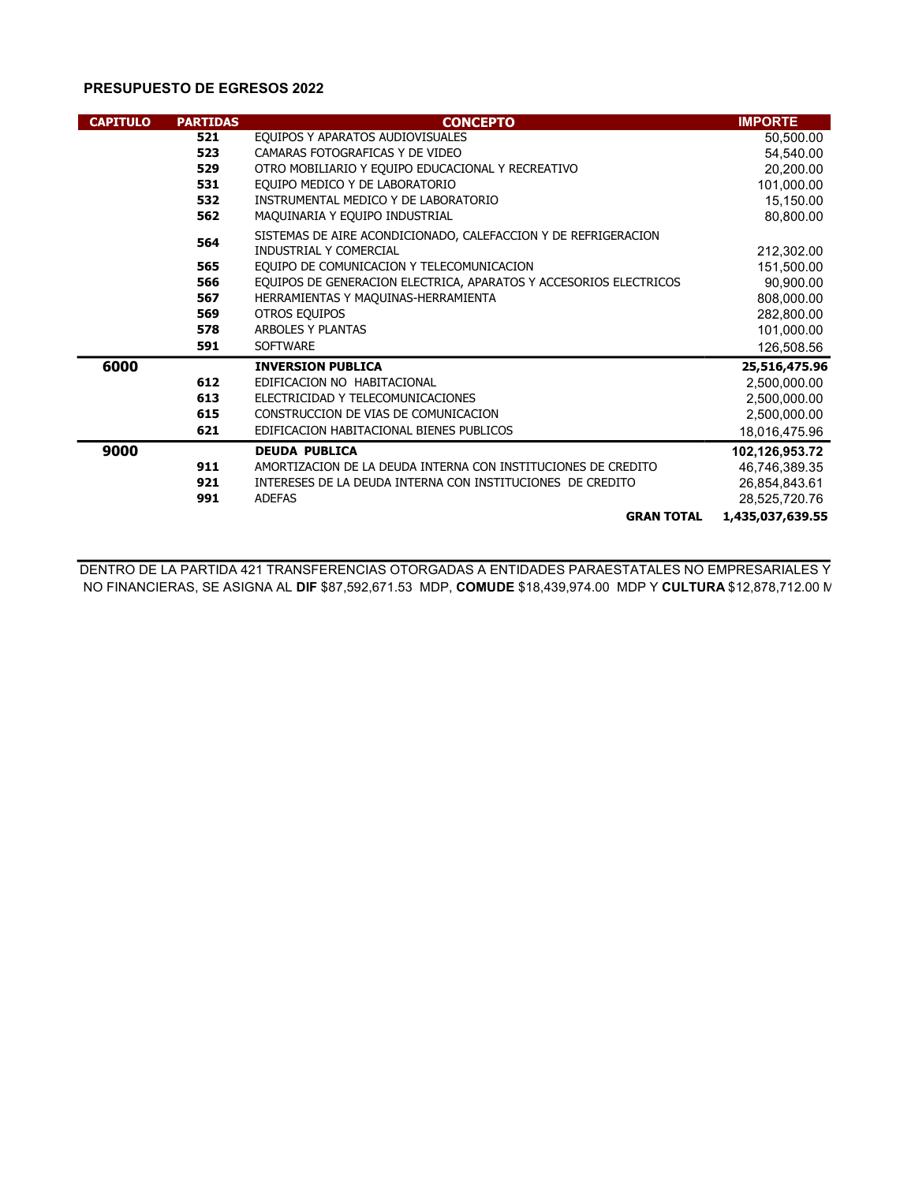**PRESUPUESTO DE EGRESOS 2022**

| CAPITULO | PARTIDAS | CONCEPTO | IMPORTE |
|---|---|---|---|
| | **521** | EQUIPOS Y APARATOS AUDIOVISUALES | 50,500.00 |
| | **523** | CAMARAS FOTOGRAFICAS Y DE VIDEO | 54,540.00 |
| | **529** | OTRO MOBILIARIO Y EQUIPO EDUCACIONAL Y RECREATIVO | 20,200.00 |
| | **531** | EQUIPO MEDICO Y DE LABORATORIO | 101,000.00 |
| | **532** | INSTRUMENTAL MEDICO Y DE LABORATORIO | 15,150.00 |
| | **562** | MAQUINARIA Y EQUIPO INDUSTRIAL | 80,800.00 |
| | **564** | SISTEMAS DE AIRE ACONDICIONADO, CALEFACCION Y DE REFRIGERACION INDUSTRIAL Y COMERCIAL | 212,302.00 |
| | **565** | EQUIPO DE COMUNICACION Y TELECOMUNICACION | 151,500.00 |
| | **566** | EQUIPOS DE GENERACION ELECTRICA, APARATOS Y ACCESORIOS ELECTRICOS | 90,900.00 |
| | **567** | HERRAMIENTAS Y MAQUINAS-HERRAMIENTA | 808,000.00 |
| | **569** | OTROS EQUIPOS | 282,800.00 |
| | **578** | ARBOLES Y PLANTAS | 101,000.00 |
| | **591** | SOFTWARE | 126,508.56 |
| **6000** | | **INVERSION PUBLICA** | **25,516,475.96** |
| | **612** | EDIFICACION NO HABITACIONAL | 2,500,000.00 |
| | **613** | ELECTRICIDAD Y TELECOMUNICACIONES | 2,500,000.00 |
| | **615** | CONSTRUCCION DE VIAS DE COMUNICACION | 2,500,000.00 |
| | **621** | EDIFICACION HABITACIONAL BIENES PUBLICOS | 18,016,475.96 |
| **9000** | | **DEUDA PUBLICA** | **102,126,953.72** |
| | **911** | AMORTIZACION DE LA DEUDA INTERNA CON INSTITUCIONES DE CREDITO | 46,746,389.35 |
| | **921** | INTERESES DE LA DEUDA INTERNA CON INSTITUCIONES DE CREDITO | 26,854,843.61 |
| | **991** | ADEFAS | 28,525,720.76 |
| | | **GRAN TOTAL** | **1,435,037,639.55** |

DENTRO DE LA PARTIDA 421 TRANSFERENCIAS OTORGADAS A ENTIDADES PARAESTATALES NO EMPRESARIALES Y NO FINANCIERAS, SE ASIGNA AL **DIF** $87,592,671.53 MDP, **COMUDE** $18,439,974.00 MDP Y **CULTURA** $12,878,712.00 M